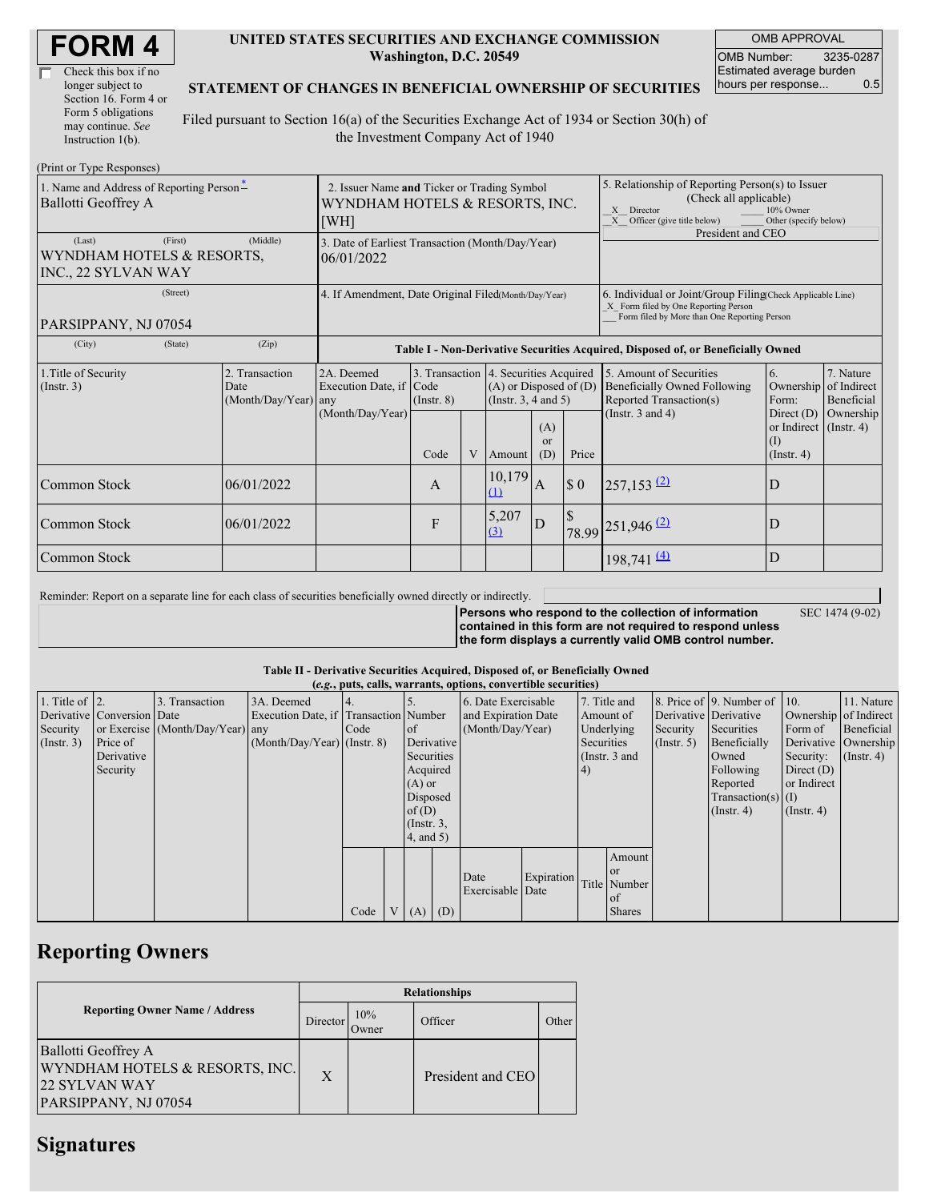# FORM 4

☐ Check this box if no longer subject to Section 16. Form 4 or Form 5 obligations may continue. *See* Instruction 1(b).

**UNITED STATES SECURITIES AND EXCHANGE COMMISSION**
**Washington, D.C. 20549**

**STATEMENT OF CHANGES IN BENEFICIAL OWNERSHIP OF SECURITIES**

Filed pursuant to Section 16(a) of the Securities Exchange Act of 1934 or Section 30(h) of the Investment Company Act of 1940

| OMB APPROVAL | |
|---|---|
| OMB Number: | 3235-0287 |
| Estimated average burden hours per response... | 0.5 |

(Print or Type Responses)

| 1. Name and Address of Reporting Person* | 2. Issuer Name and Ticker or Trading Symbol | 5. Relationship of Reporting Person(s) to Issuer (Check all applicable) |
|---|---|---|
| Ballotti Geoffrey A | WYNDHAM HOTELS & RESORTS, INC. [WH] | _X_ Director ___ 10% Owner _X_ Officer (give title below) ___ Other (specify below) President and CEO |
| (Last) (First) (Middle) WYNDHAM HOTELS & RESORTS, INC., 22 SYLVAN WAY | 3. Date of Earliest Transaction (Month/Day/Year) 06/01/2022 | |
| (Street) PARSIPPANY, NJ 07054 | 4. If Amendment, Date Original Filed(Month/Day/Year) | 6. Individual or Joint/Group Filing(Check Applicable Line) _X_ Form filed by One Reporting Person ___ Form filed by More than One Reporting Person |
| (City) (State) (Zip) | | |

**Table I - Non-Derivative Securities Acquired, Disposed of, or Beneficially Owned**

| 1.Title of Security (Instr. 3) | 2. Transaction Date (Month/Day/Year) | 2A. Deemed Execution Date, if any (Month/Day/Year) | 3. Transaction Code (Instr. 8) | | 4. Securities Acquired (A) or Disposed of (D) (Instr. 3, 4 and 5) | | | 5. Amount of Securities Beneficially Owned Following Reported Transaction(s) (Instr. 3 and 4) | 6. Ownership Form: Direct (D) or Indirect (I) (Instr. 4) | 7. Nature of Indirect Beneficial Ownership (Instr. 4) |
|---|---|---|---|---|---|---|---|---|---|---|
| | | | Code | V | Amount | (A) or (D) | Price | | | |
| Common Stock | 06/01/2022 | | A | | 10,179 (1) | A | $ 0 | 257,153 (2) | D | |
| Common Stock | 06/01/2022 | | F | | 5,207 (3) | D | $ 78.99 | 251,946 (2) | D | |
| Common Stock | | | | | | | | 198,741 (4) | D | |

Reminder: Report on a separate line for each class of securities beneficially owned directly or indirectly.

**Persons who respond to the collection of information contained in this form are not required to respond unless the form displays a currently valid OMB control number.** SEC 1474 (9-02)

**Table II - Derivative Securities Acquired, Disposed of, or Beneficially Owned**
**(*e.g.*, puts, calls, warrants, options, convertible securities)**

| 1. Title of Derivative Security (Instr. 3) | 2. Conversion or Exercise Price of Derivative Security | 3. Transaction Date (Month/Day/Year) | 3A. Deemed Execution Date, if any (Month/Day/Year) | 4. Transaction Code (Instr. 8) | | 5. Number of Derivative Securities Acquired (A) or Disposed of (D) (Instr. 3, 4, and 5) | | 6. Date Exercisable and Expiration Date (Month/Day/Year) | | 7. Title and Amount of Underlying Securities (Instr. 3 and 4) | | 8. Price of Derivative Security (Instr. 5) | 9. Number of Derivative Securities Beneficially Owned Following Reported Transaction(s) (Instr. 4) | 10. Ownership Form of Derivative Security: Direct (D) or Indirect (I) (Instr. 4) | 11. Nature of Indirect Beneficial Ownership (Instr. 4) |
|---|---|---|---|---|---|---|---|---|---|---|---|---|---|---|---|
| | | | | Code | V | (A) | (D) | Date Exercisable | Expiration Date | Title | Amount or Number of Shares | | | | |

## Reporting Owners

| Reporting Owner Name / Address | Relationships | | | |
|---|---|---|---|---|
| | Director | 10% Owner | Officer | Other |
| Ballotti Geoffrey A WYNDHAM HOTELS & RESORTS, INC. 22 SYLVAN WAY PARSIPPANY, NJ 07054 | X | | President and CEO | |

## Signatures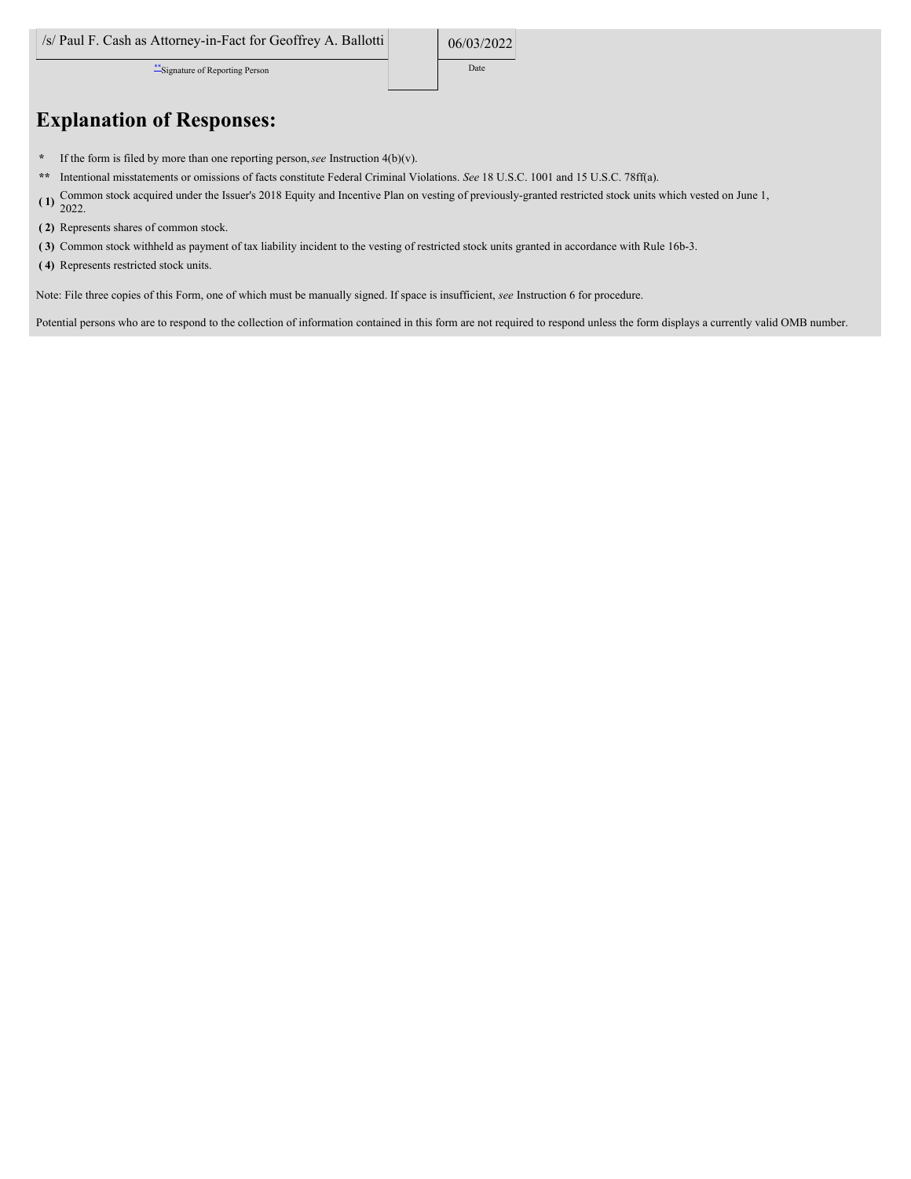| | |
|---|---|
| /s/ Paul F. Cash as Attorney-in-Fact for Geoffrey A. Ballotti | 06/03/2022 |
| ** Signature of Reporting Person | Date |

# Explanation of Responses:

- \* If the form is filed by more than one reporting person, *see* Instruction 4(b)(v).
- \*\* Intentional misstatements or omissions of facts constitute Federal Criminal Violations. *See* 18 U.S.C. 1001 and 15 U.S.C. 78ff(a).
- ( 1) Common stock acquired under the Issuer's 2018 Equity and Incentive Plan on vesting of previously-granted restricted stock units which vested on June 1, 2022.
- ( 2) Represents shares of common stock.
- ( 3) Common stock withheld as payment of tax liability incident to the vesting of restricted stock units granted in accordance with Rule 16b-3.
- ( 4) Represents restricted stock units.

Note: File three copies of this Form, one of which must be manually signed. If space is insufficient, *see* Instruction 6 for procedure.

Potential persons who are to respond to the collection of information contained in this form are not required to respond unless the form displays a currently valid OMB number.